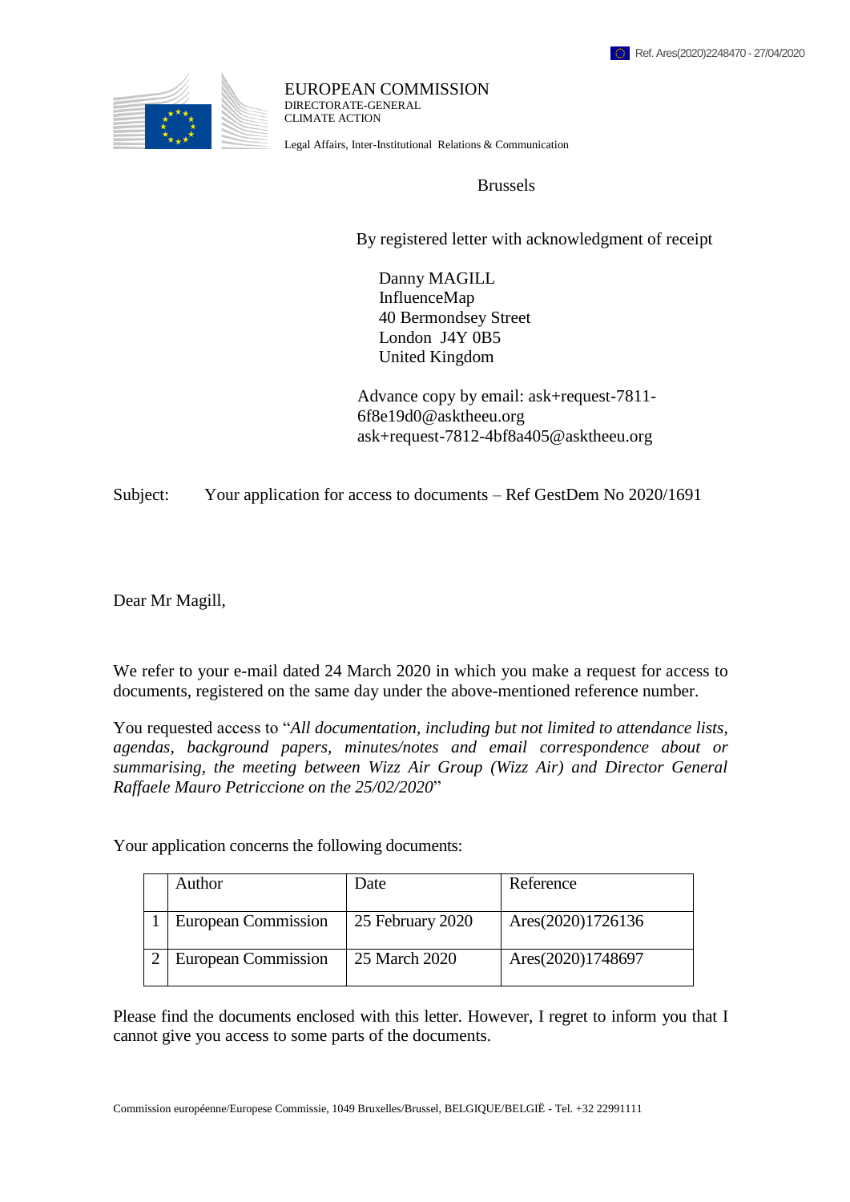Ref. Ares(2020)2248470 - 27/04/2020

EUROPEAN COMMISSION
DIRECTORATE-GENERAL
CLIMATE ACTION

Legal Affairs, Inter-Institutional Relations & Communication

Brussels

By registered letter with acknowledgment of receipt

Danny MAGILL
InfluenceMap
40 Bermondsey Street
London J4Y 0B5
United Kingdom

Advance copy by email: ask+request-7811-6f8e19d0@asktheeu.org
ask+request-7812-4bf8a405@asktheeu.org

Subject: Your application for access to documents – Ref GestDem No 2020/1691

Dear Mr Magill,

We refer to your e-mail dated 24 March 2020 in which you make a request for access to documents, registered on the same day under the above-mentioned reference number.

You requested access to "*All documentation, including but not limited to attendance lists, agendas, background papers, minutes/notes and email correspondence about or summarising, the meeting between Wizz Air Group (Wizz Air) and Director General Raffaele Mauro Petriccione on the 25/02/2020*"

Your application concerns the following documents:

| | Author | Date | Reference |
|---|---|---|---|
| 1 | European Commission | 25 February 2020 | Ares(2020)1726136 |
| 2 | European Commission | 25 March 2020 | Ares(2020)1748697 |

Please find the documents enclosed with this letter. However, I regret to inform you that I cannot give you access to some parts of the documents.

Commission européenne/Europese Commissie, 1049 Bruxelles/Brussel, BELGIQUE/BELGIË - Tel. +32 22991111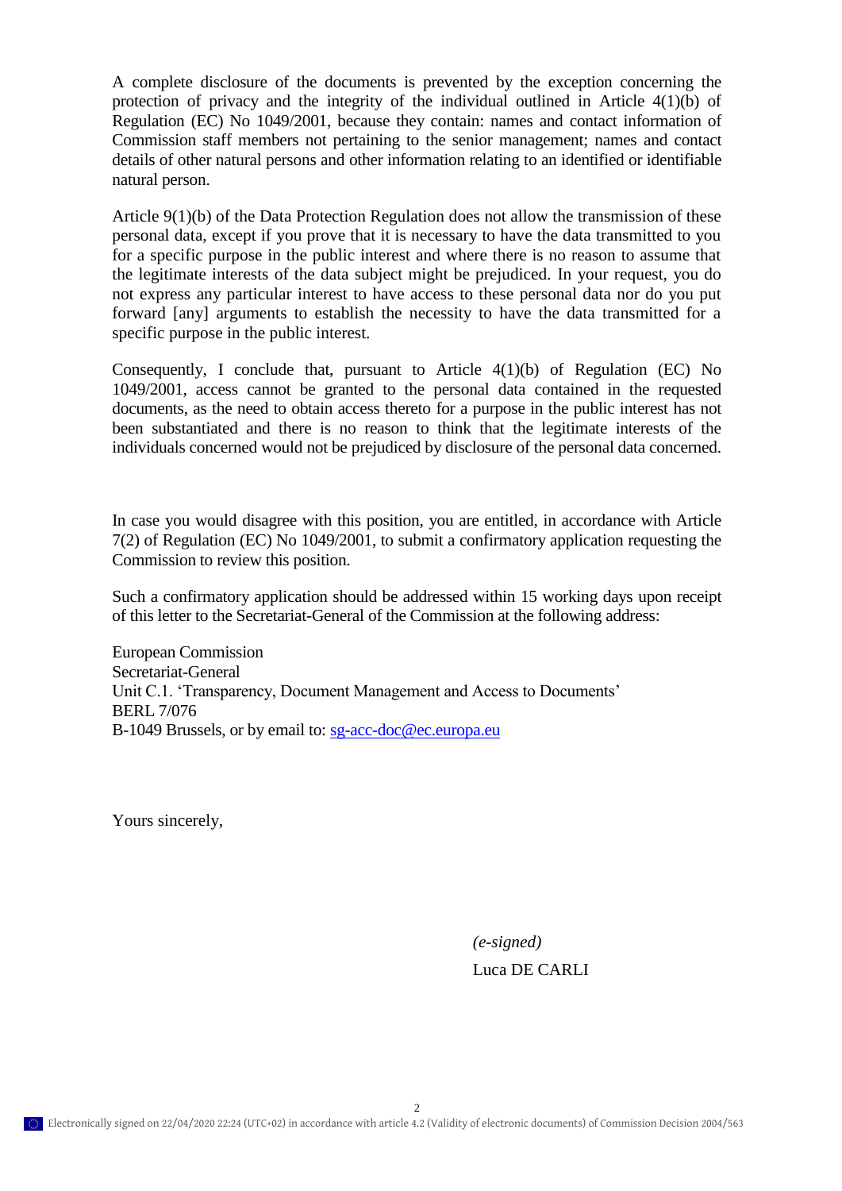A complete disclosure of the documents is prevented by the exception concerning the protection of privacy and the integrity of the individual outlined in Article 4(1)(b) of Regulation (EC) No 1049/2001, because they contain: names and contact information of Commission staff members not pertaining to the senior management; names and contact details of other natural persons and other information relating to an identified or identifiable natural person.

Article 9(1)(b) of the Data Protection Regulation does not allow the transmission of these personal data, except if you prove that it is necessary to have the data transmitted to you for a specific purpose in the public interest and where there is no reason to assume that the legitimate interests of the data subject might be prejudiced. In your request, you do not express any particular interest to have access to these personal data nor do you put forward [any] arguments to establish the necessity to have the data transmitted for a specific purpose in the public interest.

Consequently, I conclude that, pursuant to Article 4(1)(b) of Regulation (EC) No 1049/2001, access cannot be granted to the personal data contained in the requested documents, as the need to obtain access thereto for a purpose in the public interest has not been substantiated and there is no reason to think that the legitimate interests of the individuals concerned would not be prejudiced by disclosure of the personal data concerned.

In case you would disagree with this position, you are entitled, in accordance with Article 7(2) of Regulation (EC) No 1049/2001, to submit a confirmatory application requesting the Commission to review this position.

Such a confirmatory application should be addressed within 15 working days upon receipt of this letter to the Secretariat-General of the Commission at the following address:

European Commission
Secretariat-General
Unit C.1. 'Transparency, Document Management and Access to Documents'
BERL 7/076
B-1049 Brussels, or by email to: sg-acc-doc@ec.europa.eu

Yours sincerely,

*(e-signed)*
Luca DE CARLI

Electronically signed on 22/04/2020 22:24 (UTC+02) in accordance with article 4.2 (Validity of electronic documents) of Commission Decision 2004/563